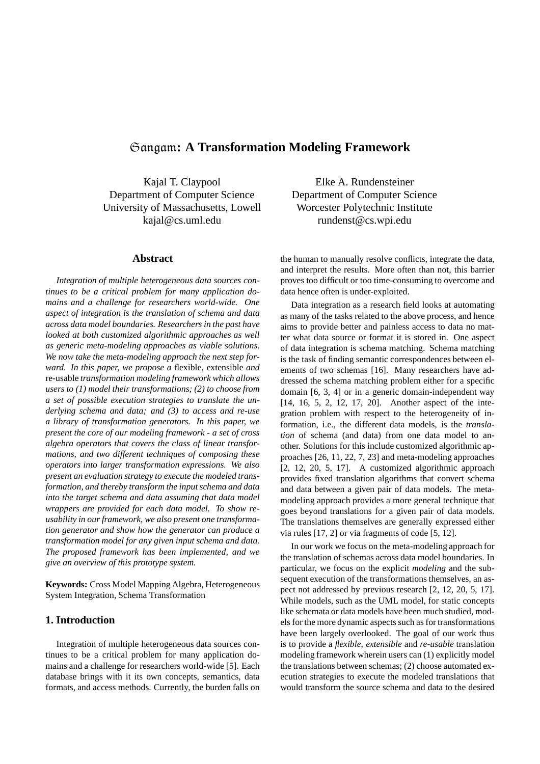# Sangam: A Transformation Modeling Framework

Kajal T. Claypool
Department of Computer Science
University of Massachusetts, Lowell
kajal@cs.uml.edu

Elke A. Rundensteiner
Department of Computer Science
Worcester Polytechnic Institute
rundenst@cs.wpi.edu

## Abstract

*Integration of multiple heterogeneous data sources continues to be a critical problem for many application domains and a challenge for researchers world-wide. One aspect of integration is the translation of schema and data across data model boundaries. Researchers in the past have looked at both customized algorithmic approaches as well as generic meta-modeling approaches as viable solutions. We now take the meta-modeling approach the next step forward. In this paper, we propose a* flexible*,* extensible *and* re-usable *transformation modeling framework which allows users to (1) model their transformations; (2) to choose from a set of possible execution strategies to translate the underlying schema and data; and (3) to access and re-use a library of transformation generators. In this paper, we present the core of our modeling framework - a set of cross algebra operators that covers the class of linear transformations, and two different techniques of composing these operators into larger transformation expressions. We also present an evaluation strategy to execute the modeled transformation, and thereby transform the input schema and data into the target schema and data assuming that data model wrappers are provided for each data model. To show reusability in our framework, we also present one transformation generator and show how the generator can produce a transformation model for any given input schema and data. The proposed framework has been implemented, and we give an overview of this prototype system.*

**Keywords:** Cross Model Mapping Algebra, Heterogeneous System Integration, Schema Transformation

## 1. Introduction

Integration of multiple heterogeneous data sources continues to be a critical problem for many application domains and a challenge for researchers world-wide [5]. Each database brings with it its own concepts, semantics, data formats, and access methods. Currently, the burden falls on the human to manually resolve conflicts, integrate the data, and interpret the results. More often than not, this barrier proves too difficult or too time-consuming to overcome and data hence often is under-exploited.

Data integration as a research field looks at automating as many of the tasks related to the above process, and hence aims to provide better and painless access to data no matter what data source or format it is stored in. One aspect of data integration is schema matching. Schema matching is the task of finding semantic correspondences between elements of two schemas [16]. Many researchers have addressed the schema matching problem either for a specific domain [6, 3, 4] or in a generic domain-independent way [14, 16, 5, 2, 12, 17, 20]. Another aspect of the integration problem with respect to the heterogeneity of information, i.e., the different data models, is the *translation* of schema (and data) from one data model to another. Solutions for this include customized algorithmic approaches [26, 11, 22, 7, 23] and meta-modeling approaches [2, 12, 20, 5, 17]. A customized algorithmic approach provides fixed translation algorithms that convert schema and data between a given pair of data models. The meta-modeling approach provides a more general technique that goes beyond translations for a given pair of data models. The translations themselves are generally expressed either via rules [17, 2] or via fragments of code [5, 12].

In our work we focus on the meta-modeling approach for the translation of schemas across data model boundaries. In particular, we focus on the explicit *modeling* and the subsequent execution of the transformations themselves, an aspect not addressed by previous research [2, 12, 20, 5, 17]. While models, such as the UML model, for static concepts like schemata or data models have been much studied, models for the more dynamic aspects such as for transformations have been largely overlooked. The goal of our work thus is to provide a *flexible*, *extensible* and *re-usable* translation modeling framework wherein users can (1) explicitly model the translations between schemas; (2) choose automated execution strategies to execute the modeled translations that would transform the source schema and data to the desired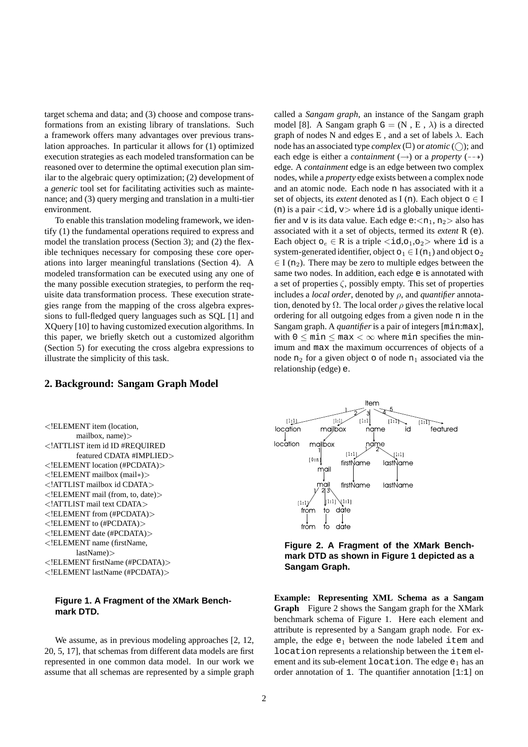target schema and data; and (3) choose and compose transformations from an existing library of translations. Such a framework offers many advantages over previous translation approaches. In particular it allows for (1) optimized execution strategies as each modeled transformation can be reasoned over to determine the optimal execution plan similar to the algebraic query optimization; (2) development of a *generic* tool set for facilitating activities such as maintenance; and (3) query merging and translation in a multi-tier environment.

To enable this translation modeling framework, we identify (1) the fundamental operations required to express and model the translation process (Section 3); and (2) the flexible techniques necessary for composing these core operations into larger meaningful translations (Section 4). A modeled transformation can be executed using any one of the many possible execution strategies, to perform the requisite data transformation process. These execution strategies range from the mapping of the cross algebra expressions to full-fledged query languages such as SQL [1] and XQuery [10] to having customized execution algorithms. In this paper, we briefly sketch out a customized algorithm (Section 5) for executing the cross algebra expressions to illustrate the simplicity of this task.

## 2. Background: Sangam Graph Model

```
<!ELEMENT item (location,
        mailbox, name)>
<!ATTLIST item id ID #REQUIRED
        featured CDATA #IMPLIED>
<!ELEMENT location (#PCDATA)>
<!ELEMENT mailbox (mail*)>
<!ATTLIST mailbox id CDATA>
<!ELEMENT mail (from, to, date)>
<!ATTLIST mail text CDATA>
<!ELEMENT from (#PCDATA)>
<!ELEMENT to (#PCDATA)>
<!ELEMENT date (#PCDATA)>
<!ELEMENT name (firstName,
        lastName)>
<!ELEMENT firstName (#PCDATA)>
<!ELEMENT lastName (#PCDATA)>
```

**Figure 1. A Fragment of the XMark Benchmark DTD.**

We assume, as in previous modeling approaches [2, 12, 20, 5, 17], that schemas from different data models are first represented in one common data model. In our work we assume that all schemas are represented by a simple graph called a *Sangam graph*, an instance of the Sangam graph model [8]. A Sangam graph G = (N , E , $\lambda$) is a directed graph of nodes N and edges E , and a set of labels $\lambda$. Each node has an associated type *complex* (□) or *atomic* (○); and each edge is either a *containment* ($\rightarrow$) or a *property* ($\dashrightarrow$) edge. A *containment* edge is an edge between two complex nodes, while a *property* edge exists between a complex node and an atomic node. Each node n has associated with it a set of objects, its *extent* denoted as I (n). Each object $o \in$ I (n) is a pair $<$id, v$>$ where id is a globally unique identifier and v is its data value. Each edge e:$<n_1, n_2>$ also has associated with it a set of objects, termed its *extent* R (e). Each object $o_e \in$ R is a triple $<$id,$o_1$,$o_2>$ where id is a system-generated identifier, object $o_1 \in$ I ($n_1$) and object $o_2 \in$ I ($n_2$). There may be zero to multiple edges between the same two nodes. In addition, each edge e is annotated with a set of properties $\zeta$, possibly empty. This set of properties includes a *local order*, denoted by $\rho$, and *quantifier* annotation, denoted by $\Omega$. The local order $\rho$ gives the relative local ordering for all outgoing edges from a given node n in the Sangam graph. A *quantifier* is a pair of integers [min:max], with $0 \leq$ min $\leq$ max $< \infty$ where min specifies the minimum and max the maximum occurrences of objects of a node $n_2$ for a given object o of node $n_1$ associated via the relationship (edge) e.

**Figure 2. A Fragment of the XMark Benchmark DTD as shown in Figure 1 depicted as a Sangam Graph.**

**Example: Representing XML Schema as a Sangam Graph** Figure 2 shows the Sangam graph for the XMark benchmark schema of Figure 1. Here each element and attribute is represented by a Sangam graph node. For example, the edge $e_1$ between the node labeled item and location represents a relationship between the item element and its sub-element location. The edge $e_1$ has an order annotation of 1. The quantifier annotation [1:1] on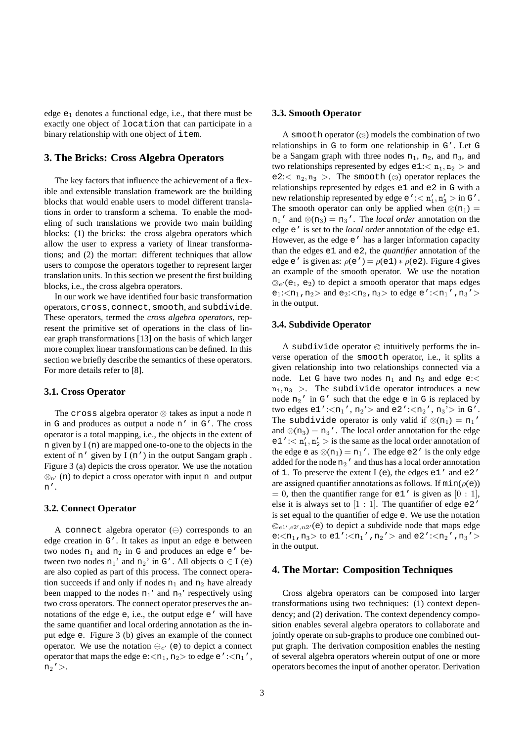edge $e_1$ denotes a functional edge, i.e., that there must be exactly one object of location that can participate in a binary relationship with one object of item.

## 3. The Bricks: Cross Algebra Operators

The key factors that influence the achievement of a flexible and extensible translation framework are the building blocks that would enable users to model different translations in order to transform a schema. To enable the modeling of such translations we provide two main building blocks: (1) the bricks: the cross algebra operators which allow the user to express a variety of linear transformations; and (2) the mortar: different techniques that allow users to compose the operators together to represent larger translation units. In this section we present the first building blocks, i.e., the cross algebra operators.

In our work we have identified four basic transformation operators, cross, connect, smooth, and subdivide. These operators, termed the *cross algebra operators*, represent the primitive set of operations in the class of linear graph transformations [13] on the basis of which larger more complex linear transformations can be defined. In this section we briefly describe the semantics of these operators. For more details refer to [8].

### 3.1. Cross Operator

The cross algebra operator $\otimes$ takes as input a node n in G and produces as output a node n′ in G′. The cross operator is a total mapping, i.e., the objects in the extent of n given by I (n) are mapped one-to-one to the objects in the extent of n′ given by I (n′) in the output Sangam graph . Figure 3 (a) depicts the cross operator. We use the notation $\otimes_{n'}$ (n) to depict a cross operator with input n and output n′.

### 3.2. Connect Operator

A connect algebra operator ($\ominus$) corresponds to an edge creation in G′. It takes as input an edge e between two nodes $n_1$ and $n_2$ in G and produces an edge e′ between two nodes $n_1$' and $n_2$' in G′. All objects o $\in$ I (e) are also copied as part of this process. The connect operation succeeds if and only if nodes $n_1$ and $n_2$ have already been mapped to the nodes $n_1$' and $n_2$' respectively using two cross operators. The connect operator preserves the annotations of the edge e, i.e., the output edge e′ will have the same quantifier and local ordering annotation as the input edge e. Figure 3 (b) gives an example of the connect operator. We use the notation $\ominus_{e'}$ (e) to depict a connect operator that maps the edge e:<$n_1$, $n_2$> to edge e′:<$n_1$′, $n_2$′>.

### 3.3. Smooth Operator

A smooth operator ($\circleddash$) models the combination of two relationships in G to form one relationship in G′. Let G be a Sangam graph with three nodes $n_1$, $n_2$, and $n_3$, and two relationships represented by edges e1:$< n_1, n_2 >$ and e2:$< n_2, n_3 >$. The smooth ($\circleddash$) operator replaces the relationships represented by edges e1 and e2 in G with a new relationship represented by edge e′:$< n_1', n_3' >$ in G′. The smooth operator can only be applied when $\otimes(n_1) = n_1'$ and $\otimes(n_3) = n_3'$. The *local order* annotation on the edge e′ is set to the *local order* annotation of the edge e1. However, as the edge e′ has a larger information capacity than the edges e1 and e2, the *quantifier* annotation of the edge e′ is given as: $\rho(e') = \rho(e1) * \rho(e2)$. Figure 4 gives an example of the smooth operator. We use the notation $\circleddash_{e'}(e_1, e_2)$ to depict a smooth operator that maps edges $e_1$:<$n_1$, $n_2$> and $e_2$:<$n_2$, $n_3$> to edge e′:<$n_1$′, $n_3$′> in the output.

### 3.4. Subdivide Operator

A subdivide operator $\oslash$ intuitively performs the inverse operation of the smooth operator, i.e., it splits a given relationship into two relationships connected via a node. Let G have two nodes $n_1$ and $n_3$ and edge e:$< n_1, n_3 >$. The subdivide operator introduces a new node $n_2$′ in G′ such that the edge e in G is replaced by two edges e1′:<$n_1$′, $n_2$′> and e2′:<$n_2$′, $n_3$′> in G′. The subdivide operator is only valid if $\otimes(n_1) = n_1'$ and $\otimes(n_3) = n_3'$. The local order annotation for the edge e1′:$< n_1', n_2' >$ is the same as the local order annotation of the edge e as $\otimes(n_1) = n_1'$. The edge e2′ is the only edge added for the node $n_2$′ and thus has a local order annotation of 1. To preserve the extent I (e), the edges e1′ and e2′ are assigned quantifier annotations as follows. If min($\rho$(e)) = 0, then the quantifier range for e1′ is given as $[0 : 1]$, else it is always set to $[1 : 1]$. The quantifier of edge e2′ is set equal to the quantifier of edge e. We use the notation $\oslash_{e1', e2', n2'}(e)$ to depict a subdivide node that maps edge e:<$n_1$, $n_3$> to e1′:<$n_1$′, $n_2$′> and e2′:<$n_2$′, $n_3$′> in the output.

## 4. The Mortar: Composition Techniques

Cross algebra operators can be composed into larger transformations using two techniques: (1) context dependency; and (2) derivation. The context dependency composition enables several algebra operators to collaborate and jointly operate on sub-graphs to produce one combined output graph. The derivation composition enables the nesting of several algebra operators wherein output of one or more operators becomes the input of another operator. Derivation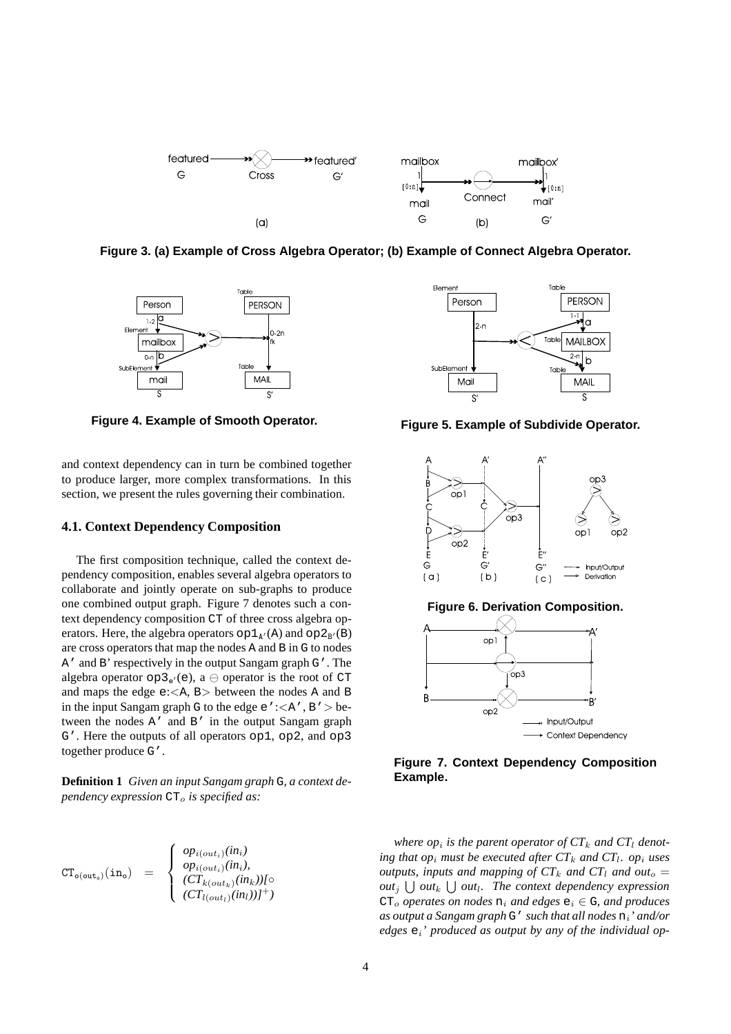**Figure 3. (a) Example of Cross Algebra Operator; (b) Example of Connect Algebra Operator.**

**Figure 4. Example of Smooth Operator.**

**Figure 5. Example of Subdivide Operator.**

**Figure 6. Derivation Composition.**

**Figure 7. Context Dependency Composition Example.**

and context dependency can in turn be combined together to produce larger, more complex transformations. In this section, we present the rules governing their combination.

### 4.1. Context Dependency Composition

The first composition technique, called the context dependency composition, enables several algebra operators to collaborate and jointly operate on sub-graphs to produce one combined output graph. Figure 7 denotes such a context dependency composition CT of three cross algebra operators. Here, the algebra operators $op1_{A'}(A)$ and $op2_{B'}(B)$ are cross operators that map the nodes A and B in G to nodes A' and B' respectively in the output Sangam graph G'. The algebra operator $op3_{e'}(e)$, a $\ominus$ operator is the root of CT and maps the edge e:<A, B> between the nodes A and B in the input Sangam graph G to the edge e':<A', B'> between the nodes A' and B' in the output Sangam graph G'. Here the outputs of all operators op1, op2, and op3 together produce G'.

**Definition 1** *Given an input Sangam graph* G*, a context dependency expression* $CT_o$ *is specified as:*

$$CT_{o(out_o)}(in_o) = \begin{cases} op_{i(out_i)}(in_i) \\ op_{i(out_i)}(in_i), \\ (CT_{k(out_k)}(in_k))[\circ \\ (CT_{l(out_l)}(in_l))]^{+}) \end{cases}$$

*where* $op_i$ *is the parent operator of* $CT_k$ *and* $CT_l$ *denoting that* $op_i$ *must be executed after* $CT_k$ *and* $CT_l$*.* $op_i$ *uses outputs, inputs and mapping of* $CT_k$ *and* $CT_l$ *and* $out_o = out_j \bigcup out_k \bigcup out_l$*. The context dependency expression* $CT_o$ *operates on nodes* $n_i$ *and edges* $e_i \in G$*, and produces as output a Sangam graph* G' *such that all nodes* $n_i$*' and/or edges* $e_i$*' produced as output by any of the individual op-*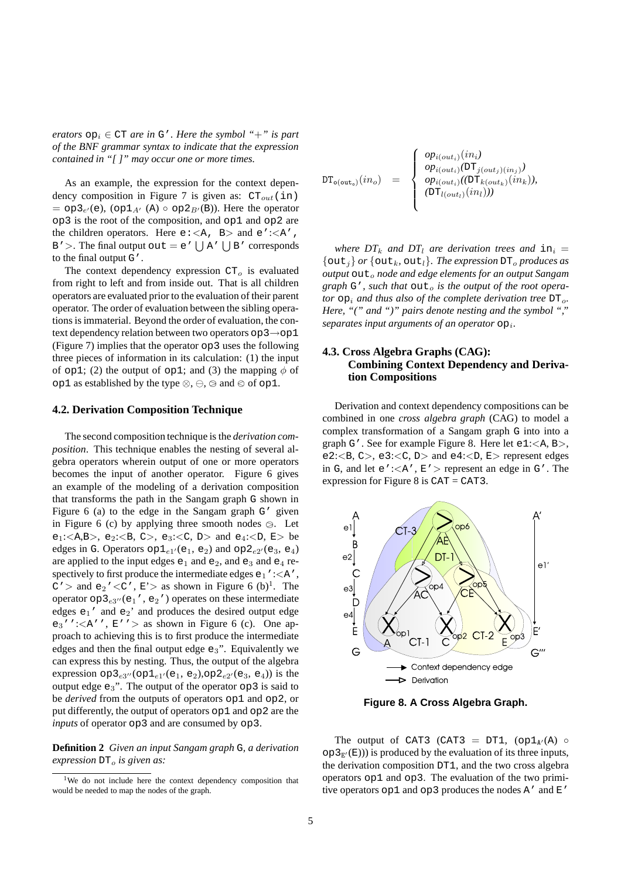*erators* $\texttt{op}_i \in \texttt{CT}$ *are in* `G'`. *Here the symbol "+" is part of the BNF grammar syntax to indicate that the expression contained in "[ ]" may occur one or more times.*

As an example, the expression for the context dependency composition in Figure 7 is given as: $\texttt{CT}_{out}(\texttt{in}) = \texttt{op3}_{e'}(\texttt{e}), (\texttt{op1}_{A'}(\texttt{A}) \circ \texttt{op2}_{B'}(\texttt{B}))$. Here the operator `op3` is the root of the composition, and `op1` and `op2` are the children operators. Here `e`:<`A`, `B`> and `e'`:<`A'`, `B'`>. The final output $\texttt{out} = \texttt{e'} \bigcup \texttt{A'} \bigcup \texttt{B'}$ corresponds to the final output `G'`.

The context dependency expression $\texttt{CT}_o$ is evaluated from right to left and from inside out. That is all children operators are evaluated prior to the evaluation of their parent operator. The order of evaluation between the sibling operations is immaterial. Beyond the order of evaluation, the context dependency relation between two operators `op3`→`op1` (Figure 7) implies that the operator `op3` uses the following three pieces of information in its calculation: (1) the input of `op1`; (2) the output of `op1`; and (3) the mapping $\phi$ of `op1` as established by the type $\otimes$, $\ominus$, $\circleddash$ and $\oslash$ of `op1`.

### 4.2. Derivation Composition Technique

The second composition technique is the *derivation composition*. This technique enables the nesting of several algebra operators wherein output of one or more operators becomes the input of another operator. Figure 6 gives an example of the modeling of a derivation composition that transforms the path in the Sangam graph `G` shown in Figure 6 (a) to the edge in the Sangam graph `G'` given in Figure 6 (c) by applying three smooth nodes $\circleddash$. Let $\texttt{e}_1$:<A,B>, $\texttt{e}_2$:<B, C>, $\texttt{e}_3$:<C, D> and $\texttt{e}_4$:<D, E> be edges in `G`. Operators $\texttt{op1}_{e1'}(\texttt{e}_1, \texttt{e}_2)$ and $\texttt{op2}_{e2'}(\texttt{e}_3, \texttt{e}_4)$ are applied to the input edges $\texttt{e}_1$ and $\texttt{e}_2$, and $\texttt{e}_3$ and $\texttt{e}_4$ respectively to first produce the intermediate edges $\texttt{e}_1$'`:<A'`, `C'`> and $\texttt{e}_2$'<`C'`, E'> as shown in Figure 6 (b)[1]. The operator $\texttt{op3}_{e3''}(\texttt{e}_1\texttt{'}, \texttt{e}_2\texttt{'})$ operates on these intermediate edges $\texttt{e}_1$' and $\texttt{e}_2$' and produces the desired output edge $\texttt{e}_3$''`:<A''`, `E''`> as shown in Figure 6 (c). One approach to achieving this is to first produce the intermediate edges and then the final output edge $\texttt{e}_3$". Equivalently we can express this by nesting. Thus, the output of the algebra expression $\texttt{op3}_{e3''}(\texttt{op1}_{e1'}(\texttt{e}_1, \texttt{e}_2), \texttt{op2}_{e2'}(\texttt{e}_3, \texttt{e}_4))$ is the output edge $\texttt{e}_3$". The output of the operator `op3` is said to be *derived* from the outputs of operators `op1` and `op2`, or put differently, the output of operators `op1` and `op2` are the *inputs* of operator `op3` and are consumed by `op3`.

**Definition 2** *Given an input Sangam graph* `G`*, a derivation expression* $\texttt{DT}_o$ *is given as:*

$$\texttt{DT}_{\texttt{o}(\texttt{out}_\texttt{o})}(in_o) = \begin{cases} op_{i(out_i)}(in_i) \\ op_{i(out_i)}(\texttt{DT}_{j(out_j)(in_j)}) \\ op_{i(out_i)}((\texttt{DT}_{k(out_k)}(in_k)), \\ (\texttt{DT}_{l(out_l)}(in_l))) \\ \end{cases}$$

*where $DT_k$ and $DT_l$ are derivation trees and $\texttt{in}_i = \{\texttt{out}_j\}$ or $\{\texttt{out}_k, \texttt{out}_l\}$. The expression $\texttt{DT}_o$ produces as output $\texttt{out}_o$ node and edge elements for an output Sangam graph `G'`, such that $\texttt{out}_o$ is the output of the root operator $\texttt{op}_i$ and thus also of the complete derivation tree $\texttt{DT}_o$. Here, "(" and ")" pairs denote nesting and the symbol "," separates input arguments of an operator $\texttt{op}_i$.*

### 4.3. Cross Algebra Graphs (CAG): Combining Context Dependency and Derivation Compositions

Derivation and context dependency compositions can be combined in one *cross algebra graph* (CAG) to model a complex transformation of a Sangam graph `G` into into a graph `G'`. See for example Figure 8. Here let `e1`:<A, B>, `e2`:<B, C>, `e3`:<C, D> and `e4`:<D, E> represent edges in `G`, and let `e'`:<`A'`, `E'`> represent an edge in `G'`. The expression for Figure 8 is `CAT` = `CAT3`.

**Figure 8. A Cross Algebra Graph.**

The output of `CAT3` (`CAT3` = `DT1`, $(\texttt{op1}_{\texttt{A'}}(\texttt{A}) \circ \texttt{op3}_{\texttt{E'}}(\texttt{E}))$) is produced by the evaluation of its three inputs, the derivation composition `DT1`, and the two cross algebra operators `op1` and `op3`. The evaluation of the two primitive operators `op1` and `op3` produces the nodes `A'` and `E'`

[1] We do not include here the context dependency composition that would be needed to map the nodes of the graph.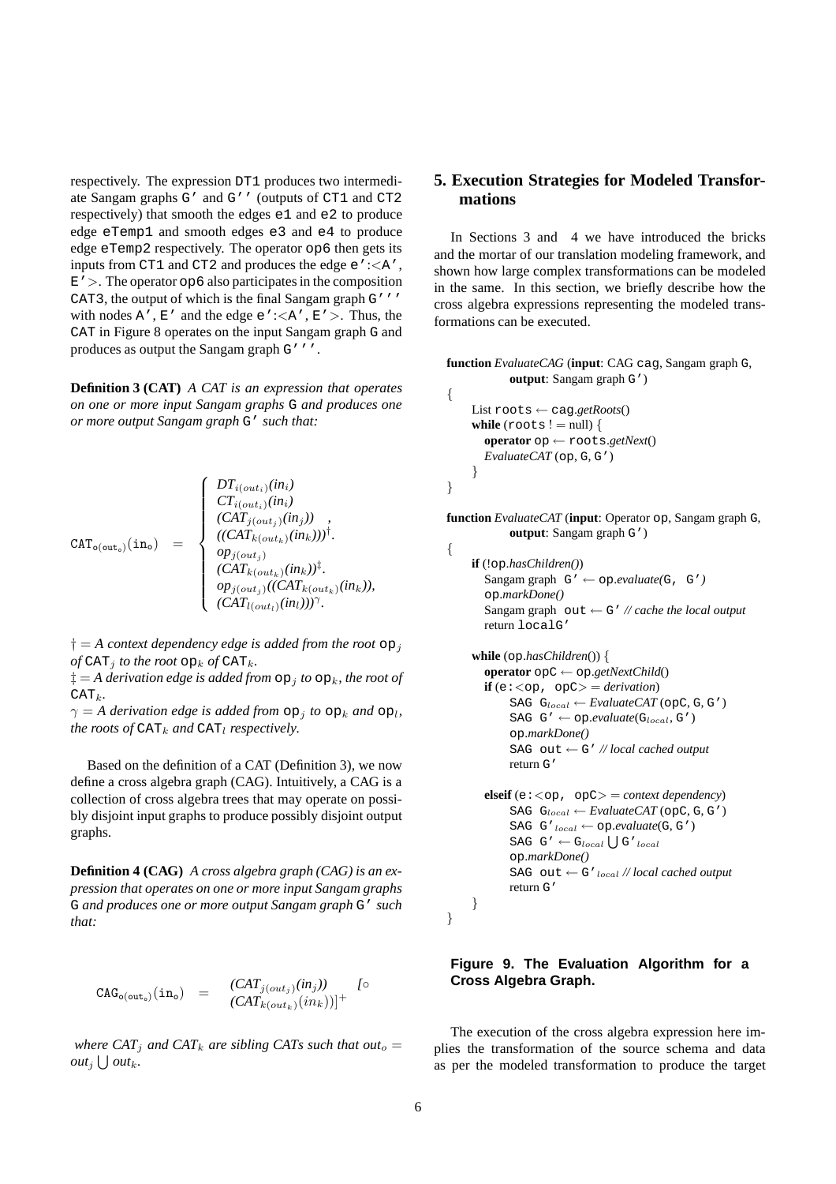respectively. The expression DT1 produces two intermediate Sangam graphs G' and G'' (outputs of CT1 and CT2 respectively) that smooth the edges e1 and e2 to produce edge eTemp1 and smooth edges e3 and e4 to produce edge eTemp2 respectively. The operator op6 then gets its inputs from CT1 and CT2 and produces the edge e':<A', E'>. The operator op6 also participates in the composition CAT3, the output of which is the final Sangam graph G''' with nodes A', E' and the edge e':<A', E'>. Thus, the CAT in Figure 8 operates on the input Sangam graph G and produces as output the Sangam graph G'''.

**Definition 3 (CAT)** *A CAT is an expression that operates on one or more input Sangam graphs* G *and produces one or more output Sangam graph* G' *such that:*

$$
\mathtt{CAT}_{\mathtt{o}(\mathtt{out_o})}(\mathtt{in_o}) = \begin{cases} DT_{i(out_i)}(in_i) \\ CT_{i(out_i)}(in_i) \\ (CAT_{j(out_j)}(in_j)) \quad , \\ ((CAT_{k(out_k)}(in_k)))^{\dagger}. \\ op_{j(out_j)} \\ (CAT_{k(out_k)}(in_k))^{\ddagger}. \\ op_{j(out_j)}((CAT_{k(out_k)}(in_k)), \\ (CAT_{l(out_l)}(in_l)))^{\gamma}. \end{cases}
$$

$\dagger =$ *A context dependency edge is added from the root* $\mathtt{op}_j$ *of* $\mathtt{CAT}_j$ *to the root* $\mathtt{op}_k$ *of* $\mathtt{CAT}_k$.
$\ddagger =$ *A derivation edge is added from* $\mathtt{op}_j$ *to* $\mathtt{op}_k$, *the root of* $\mathtt{CAT}_k$.
$\gamma =$ *A derivation edge is added from* $\mathtt{op}_j$ *to* $\mathtt{op}_k$ *and* $\mathtt{op}_l$, *the roots of* $\mathtt{CAT}_k$ *and* $\mathtt{CAT}_l$ *respectively.*

Based on the definition of a CAT (Definition 3), we now define a cross algebra graph (CAG). Intuitively, a CAG is a collection of cross algebra trees that may operate on possibly disjoint input graphs to produce possibly disjoint output graphs.

**Definition 4 (CAG)** *A cross algebra graph (CAG) is an expression that operates on one or more input Sangam graphs* G *and produces one or more output Sangam graph* G' *such that:*

$$
\mathtt{CAG}_{\mathtt{o}(\mathtt{out_o})}(\mathtt{in_o}) = \begin{matrix} (CAT_{j(out_j)}(in_j)) \\ (CAT_{k(out_k)}(in_k))]^{+} \end{matrix} \quad [\circ
$$

*where* $CAT_j$ *and* $CAT_k$ *are sibling CATs such that* $out_o = out_j \bigcup out_k$.

## 5. Execution Strategies for Modeled Transformations

In Sections 3 and 4 we have introduced the bricks and the mortar of our translation modeling framework, and shown how large complex transformations can be modeled in the same. In this section, we briefly describe how the cross algebra expressions representing the modeled transformations can be executed.

```
function EvaluateCAG (input: CAG cag, Sangam graph G,
          output: Sangam graph G')
{
    List roots ← cag.getRoots()
    while (roots != null) {
       operator op ← roots.getNext()
       EvaluateCAT(op, G, G')
    }
}

function EvaluateCAT (input: Operator op, Sangam graph G,
          output: Sangam graph G')
{
    if (!op.hasChildren())
       Sangam graph G' ← op.evaluate(G, G')
       op.markDone()
       Sangam graph out ← G' // cache the local output
       return localG'

    while (op.hasChildren()) {
       operator opC ← op.getNextChild()
       if (e:<op, opC> = derivation)
            SAG G_local ← EvaluateCAT(opC, G, G')
            SAG G' ← op.evaluate(G_local, G')
            op.markDone()
            SAG out ← G' // local cached output
            return G'

       elseif (e:<op, opC> = context dependency)
            SAG G_local ← EvaluateCAT(opC, G, G')
            SAG G'_local ← op.evaluate(G, G')
            SAG G' ← G_local ⋃ G'_local
            op.markDone()
            SAG out ← G'_local // local cached output
            return G'
    }
}
```

**Figure 9. The Evaluation Algorithm for a Cross Algebra Graph.**

The execution of the cross algebra expression here implies the transformation of the source schema and data as per the modeled transformation to produce the target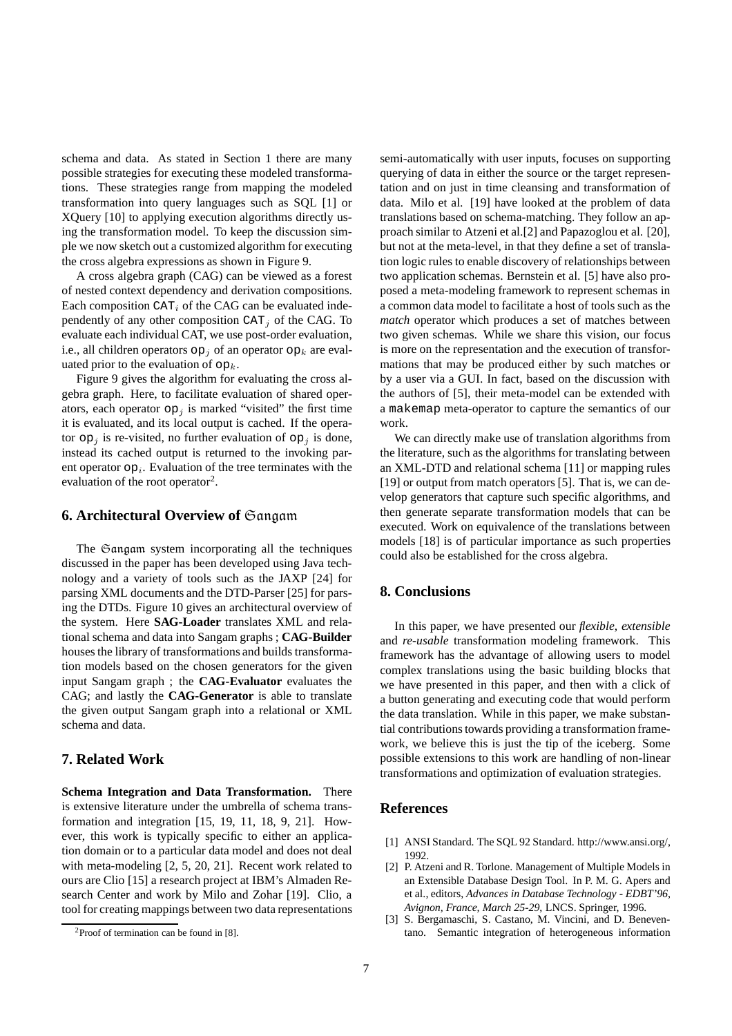schema and data. As stated in Section 1 there are many possible strategies for executing these modeled transformations. These strategies range from mapping the modeled transformation into query languages such as SQL [1] or XQuery [10] to applying execution algorithms directly using the transformation model. To keep the discussion simple we now sketch out a customized algorithm for executing the cross algebra expressions as shown in Figure 9.

A cross algebra graph (CAG) can be viewed as a forest of nested context dependency and derivation compositions. Each composition $\mathtt{CAT}_i$ of the CAG can be evaluated independently of any other composition $\mathtt{CAT}_j$ of the CAG. To evaluate each individual CAT, we use post-order evaluation, i.e., all children operators $\mathtt{op}_j$ of an operator $\mathtt{op}_k$ are evaluated prior to the evaluation of $\mathtt{op}_k$.

Figure 9 gives the algorithm for evaluating the cross algebra graph. Here, to facilitate evaluation of shared operators, each operator $\mathtt{op}_j$ is marked "visited" the first time it is evaluated, and its local output is cached. If the operator $\mathtt{op}_j$ is re-visited, no further evaluation of $\mathtt{op}_j$ is done, instead its cached output is returned to the invoking parent operator $\mathtt{op}_i$. Evaluation of the tree terminates with the evaluation of the root operator[2].

## 6. Architectural Overview of Sangam

The Sangam system incorporating all the techniques discussed in the paper has been developed using Java technology and a variety of tools such as the JAXP [24] for parsing XML documents and the DTD-Parser [25] for parsing the DTDs. Figure 10 gives an architectural overview of the system. Here **SAG-Loader** translates XML and relational schema and data into Sangam graphs ; **CAG-Builder** houses the library of transformations and builds transformation models based on the chosen generators for the given input Sangam graph ; the **CAG-Evaluator** evaluates the CAG; and lastly the **CAG-Generator** is able to translate the given output Sangam graph into a relational or XML schema and data.

## 7. Related Work

**Schema Integration and Data Transformation.** There is extensive literature under the umbrella of schema transformation and integration [15, 19, 11, 18, 9, 21]. However, this work is typically specific to either an application domain or to a particular data model and does not deal with meta-modeling [2, 5, 20, 21]. Recent work related to ours are Clio [15] a research project at IBM's Almaden Research Center and work by Milo and Zohar [19]. Clio, a tool for creating mappings between two data representations semi-automatically with user inputs, focuses on supporting querying of data in either the source or the target representation and on just in time cleansing and transformation of data. Milo et al. [19] have looked at the problem of data translations based on schema-matching. They follow an approach similar to Atzeni et al.[2] and Papazoglou et al. [20], but not at the meta-level, in that they define a set of translation logic rules to enable discovery of relationships between two application schemas. Bernstein et al. [5] have also proposed a meta-modeling framework to represent schemas in a common data model to facilitate a host of tools such as the *match* operator which produces a set of matches between two given schemas. While we share this vision, our focus is more on the representation and the execution of transformations that may be produced either by such matches or by a user via a GUI. In fact, based on the discussion with the authors of [5], their meta-model can be extended with a makemap meta-operator to capture the semantics of our work.

We can directly make use of translation algorithms from the literature, such as the algorithms for translating between an XML-DTD and relational schema [11] or mapping rules [19] or output from match operators [5]. That is, we can develop generators that capture such specific algorithms, and then generate separate transformation models that can be executed. Work on equivalence of the translations between models [18] is of particular importance as such properties could also be established for the cross algebra.

## 8. Conclusions

In this paper, we have presented our *flexible*, *extensible* and *re-usable* transformation modeling framework. This framework has the advantage of allowing users to model complex translations using the basic building blocks that we have presented in this paper, and then with a click of a button generating and executing code that would perform the data translation. While in this paper, we make substantial contributions towards providing a transformation framework, we believe this is just the tip of the iceberg. Some possible extensions to this work are handling of non-linear transformations and optimization of evaluation strategies.

## References

[1] ANSI Standard. The SQL 92 Standard. http://www.ansi.org/, 1992.

[2] P. Atzeni and R. Torlone. Management of Multiple Models in an Extensible Database Design Tool. In P. M. G. Apers and et al., editors, *Advances in Database Technology - EDBT'96, Avignon, France, March 25-29*, LNCS. Springer, 1996.

[3] S. Bergamaschi, S. Castano, M. Vincini, and D. Beneventano. Semantic integration of heterogeneous information

[2] Proof of termination can be found in [8].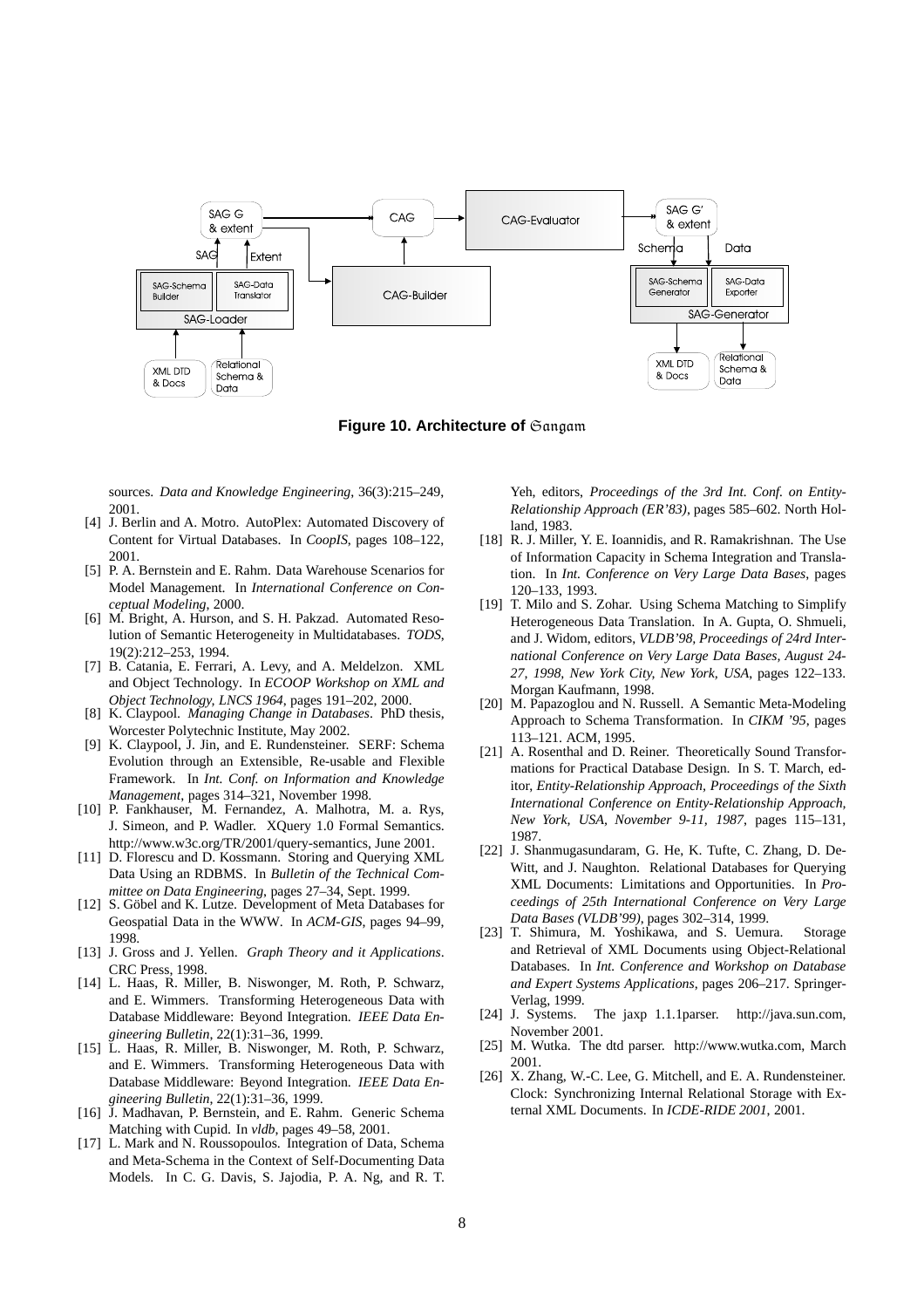SAG G & extent

CAG

CAG-Evaluator

SAG G' & extent

SAG

Extent

Schema

Data

SAG-Schema Builder

SAG-Data Translator

SAG-Loader

CAG-Builder

SAG-Schema Generator

SAG-Data Exporter

SAG-Generator

XML DTD & Docs

Relational Schema & Data

XML DTD & Docs

Relational Schema & Data

**Figure 10. Architecture of** Sangam

sources. *Data and Knowledge Engineering*, 36(3):215–249, 2001.

- [4] J. Berlin and A. Motro. AutoPlex: Automated Discovery of Content for Virtual Databases. In *CoopIS*, pages 108–122, 2001.
- [5] P. A. Bernstein and E. Rahm. Data Warehouse Scenarios for Model Management. In *International Conference on Conceptual Modeling*, 2000.
- [6] M. Bright, A. Hurson, and S. H. Pakzad. Automated Resolution of Semantic Heterogeneity in Multidatabases. *TODS*, 19(2):212–253, 1994.
- [7] B. Catania, E. Ferrari, A. Levy, and A. Meldelzon. XML and Object Technology. In *ECOOP Workshop on XML and Object Technology, LNCS 1964*, pages 191–202, 2000.
- [8] K. Claypool. *Managing Change in Databases*. PhD thesis, Worcester Polytechnic Institute, May 2002.
- [9] K. Claypool, J. Jin, and E. Rundensteiner. SERF: Schema Evolution through an Extensible, Re-usable and Flexible Framework. In *Int. Conf. on Information and Knowledge Management*, pages 314–321, November 1998.
- [10] P. Fankhauser, M. Fernandez, A. Malhotra, M. a. Rys, J. Simeon, and P. Wadler. XQuery 1.0 Formal Semantics. http://www.w3c.org/TR/2001/query-semantics, June 2001.
- [11] D. Florescu and D. Kossmann. Storing and Querying XML Data Using an RDBMS. In *Bulletin of the Technical Committee on Data Engineering*, pages 27–34, Sept. 1999.
- [12] S. Göbel and K. Lutze. Development of Meta Databases for Geospatial Data in the WWW. In *ACM-GIS*, pages 94–99, 1998.
- [13] J. Gross and J. Yellen. *Graph Theory and it Applications*. CRC Press, 1998.
- [14] L. Haas, R. Miller, B. Niswonger, M. Roth, P. Schwarz, and E. Wimmers. Transforming Heterogeneous Data with Database Middleware: Beyond Integration. *IEEE Data Engineering Bulletin*, 22(1):31–36, 1999.
- [15] L. Haas, R. Miller, B. Niswonger, M. Roth, P. Schwarz, and E. Wimmers. Transforming Heterogeneous Data with Database Middleware: Beyond Integration. *IEEE Data Engineering Bulletin*, 22(1):31–36, 1999.
- [16] J. Madhavan, P. Bernstein, and E. Rahm. Generic Schema Matching with Cupid. In *vldb*, pages 49–58, 2001.
- [17] L. Mark and N. Roussopoulos. Integration of Data, Schema and Meta-Schema in the Context of Self-Documenting Data Models. In C. G. Davis, S. Jajodia, P. A. Ng, and R. T. Yeh, editors, *Proceedings of the 3rd Int. Conf. on Entity-Relationship Approach (ER'83)*, pages 585–602. North Holland, 1983.
- [18] R. J. Miller, Y. E. Ioannidis, and R. Ramakrishnan. The Use of Information Capacity in Schema Integration and Translation. In *Int. Conference on Very Large Data Bases*, pages 120–133, 1993.
- [19] T. Milo and S. Zohar. Using Schema Matching to Simplify Heterogeneous Data Translation. In A. Gupta, O. Shmueli, and J. Widom, editors, *VLDB'98, Proceedings of 24rd International Conference on Very Large Data Bases, August 24-27, 1998, New York City, New York, USA*, pages 122–133. Morgan Kaufmann, 1998.
- [20] M. Papazoglou and N. Russell. A Semantic Meta-Modeling Approach to Schema Transformation. In *CIKM '95*, pages 113–121. ACM, 1995.
- [21] A. Rosenthal and D. Reiner. Theoretically Sound Transformations for Practical Database Design. In S. T. March, editor, *Entity-Relationship Approach, Proceedings of the Sixth International Conference on Entity-Relationship Approach, New York, USA, November 9-11, 1987*, pages 115–131, 1987.
- [22] J. Shanmugasundaram, G. He, K. Tufte, C. Zhang, D. DeWitt, and J. Naughton. Relational Databases for Querying XML Documents: Limitations and Opportunities. In *Proceedings of 25th International Conference on Very Large Data Bases (VLDB'99)*, pages 302–314, 1999.
- [23] T. Shimura, M. Yoshikawa, and S. Uemura. Storage and Retrieval of XML Documents using Object-Relational Databases. In *Int. Conference and Workshop on Database and Expert Systems Applications*, pages 206–217. Springer-Verlag, 1999.
- [24] J. Systems. The jaxp 1.1.1parser. http://java.sun.com, November 2001.
- [25] M. Wutka. The dtd parser. http://www.wutka.com, March 2001.
- [26] X. Zhang, W.-C. Lee, G. Mitchell, and E. A. Rundensteiner. Clock: Synchronizing Internal Relational Storage with External XML Documents. In *ICDE-RIDE 2001*, 2001.